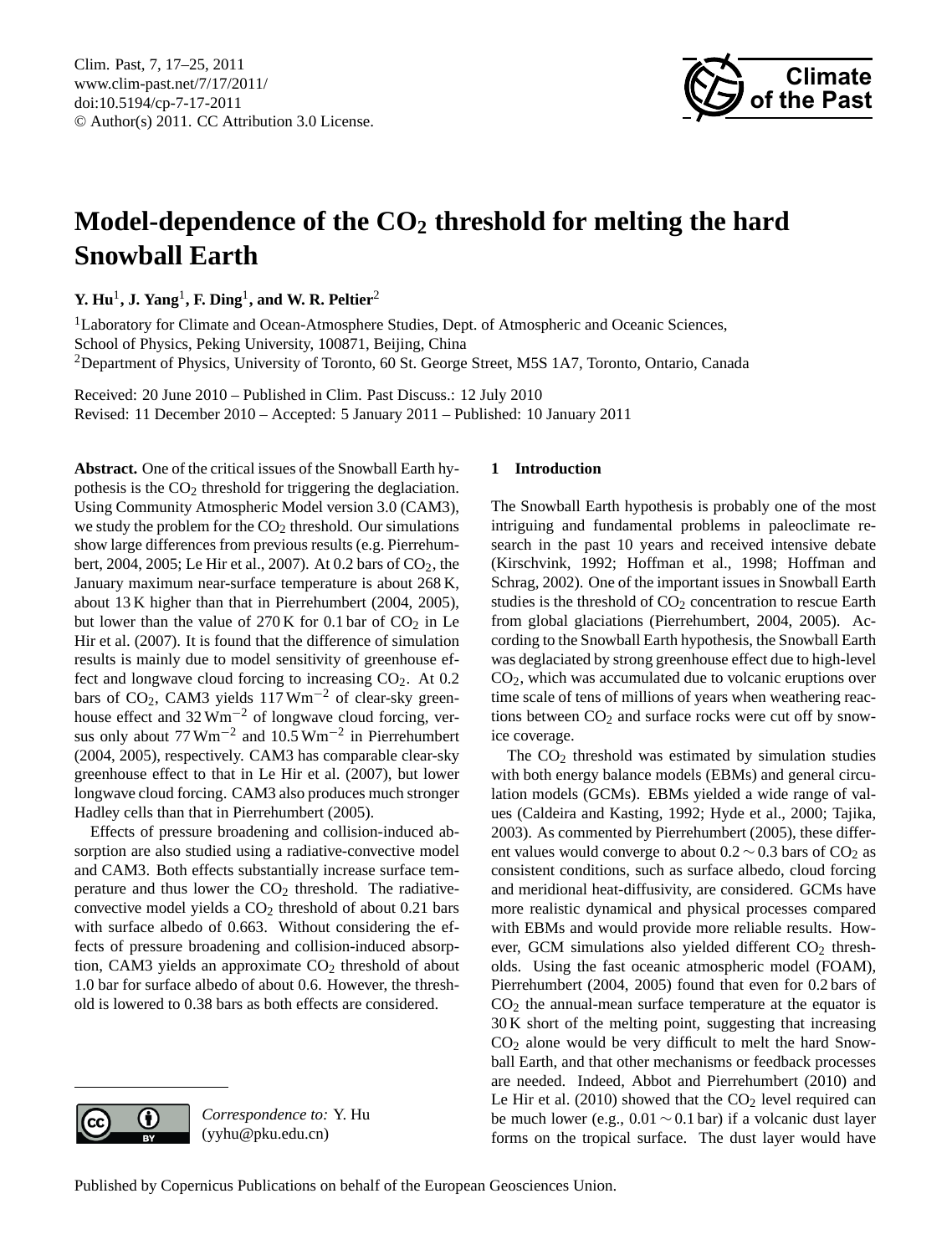# Model-dependence of the $CO_2$ threshold for melting the hard Snowball Earth

**Y. Hu**[1], **J. Yang**[1], **F. Ding**[1], **and W. R. Peltier**[2]

[1]Laboratory for Climate and Ocean-Atmosphere Studies, Dept. of Atmospheric and Oceanic Sciences, School of Physics, Peking University, 100871, Beijing, China

[2]Department of Physics, University of Toronto, 60 St. George Street, M5S 1A7, Toronto, Ontario, Canada

Received: 20 June 2010 – Published in Clim. Past Discuss.: 12 July 2010
Revised: 11 December 2010 – Accepted: 5 January 2011 – Published: 10 January 2011

**Abstract.** One of the critical issues of the Snowball Earth hypothesis is the $CO_2$ threshold for triggering the deglaciation. Using Community Atmospheric Model version 3.0 (CAM3), we study the problem for the $CO_2$ threshold. Our simulations show large differences from previous results (e.g. Pierrehumbert, 2004, 2005; Le Hir et al., 2007). At 0.2 bars of $CO_2$, the January maximum near-surface temperature is about 268 K, about 13 K higher than that in Pierrehumbert (2004, 2005), but lower than the value of 270 K for 0.1 bar of $CO_2$ in Le Hir et al. (2007). It is found that the difference of simulation results is mainly due to model sensitivity of greenhouse effect and longwave cloud forcing to increasing $CO_2$. At 0.2 bars of $CO_2$, CAM3 yields 117 $Wm^{-2}$ of clear-sky greenhouse effect and 32 $Wm^{-2}$ of longwave cloud forcing, versus only about 77 $Wm^{-2}$ and 10.5 $Wm^{-2}$ in Pierrehumbert (2004, 2005), respectively. CAM3 has comparable clear-sky greenhouse effect to that in Le Hir et al. (2007), but lower longwave cloud forcing. CAM3 also produces much stronger Hadley cells than that in Pierrehumbert (2005).

Effects of pressure broadening and collision-induced absorption are also studied using a radiative-convective model and CAM3. Both effects substantially increase surface temperature and thus lower the $CO_2$ threshold. The radiative-convective model yields a $CO_2$ threshold of about 0.21 bars with surface albedo of 0.663. Without considering the effects of pressure broadening and collision-induced absorption, CAM3 yields an approximate $CO_2$ threshold of about 1.0 bar for surface albedo of about 0.6. However, the threshold is lowered to 0.38 bars as both effects are considered.

*Correspondence to:* Y. Hu (yyhu@pku.edu.cn)

## 1 Introduction

The Snowball Earth hypothesis is probably one of the most intriguing and fundamental problems in paleoclimate research in the past 10 years and received intensive debate (Kirschvink, 1992; Hoffman et al., 1998; Hoffman and Schrag, 2002). One of the important issues in Snowball Earth studies is the threshold of $CO_2$ concentration to rescue Earth from global glaciations (Pierrehumbert, 2004, 2005). According to the Snowball Earth hypothesis, the Snowball Earth was deglaciated by strong greenhouse effect due to high-level $CO_2$, which was accumulated due to volcanic eruptions over time scale of tens of millions of years when weathering reactions between $CO_2$ and surface rocks were cut off by snow-ice coverage.

The $CO_2$ threshold was estimated by simulation studies with both energy balance models (EBMs) and general circulation models (GCMs). EBMs yielded a wide range of values (Caldeira and Kasting, 1992; Hyde et al., 2000; Tajika, 2003). As commented by Pierrehumbert (2005), these different values would converge to about $0.2 \sim 0.3$ bars of $CO_2$ as consistent conditions, such as surface albedo, cloud forcing and meridional heat-diffusivity, are considered. GCMs have more realistic dynamical and physical processes compared with EBMs and would provide more reliable results. However, GCM simulations also yielded different $CO_2$ thresholds. Using the fast oceanic atmospheric model (FOAM), Pierrehumbert (2004, 2005) found that even for 0.2 bars of $CO_2$ the annual-mean surface temperature at the equator is 30 K short of the melting point, suggesting that increasing $CO_2$ alone would be very difficult to melt the hard Snowball Earth, and that other mechanisms or feedback processes are needed. Indeed, Abbot and Pierrehumbert (2010) and Le Hir et al. (2010) showed that the $CO_2$ level required can be much lower (e.g., $0.01 \sim 0.1$ bar) if a volcanic dust layer forms on the tropical surface. The dust layer would have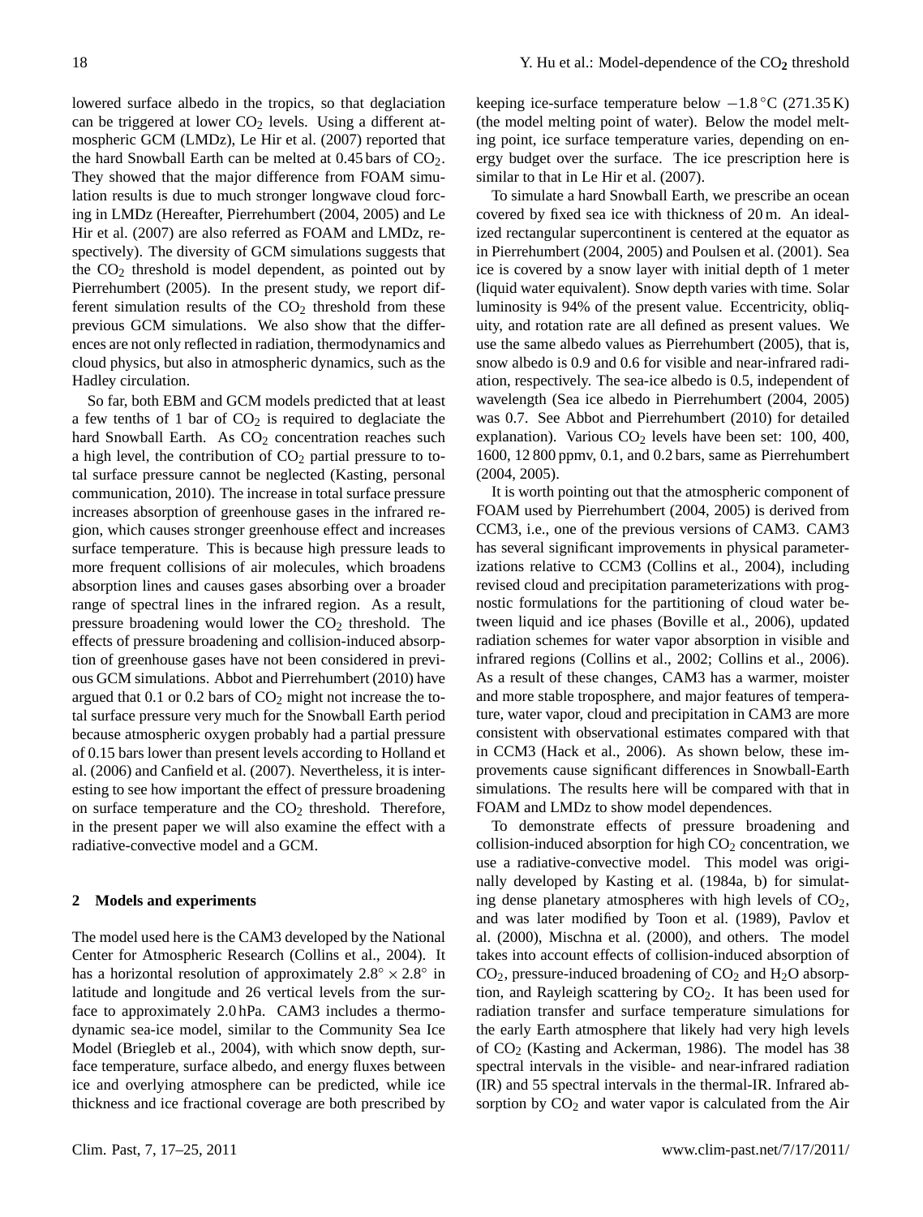lowered surface albedo in the tropics, so that deglaciation can be triggered at lower $CO_2$ levels. Using a different atmospheric GCM (LMDz), Le Hir et al. (2007) reported that the hard Snowball Earth can be melted at 0.45 bars of $CO_2$. They showed that the major difference from FOAM simulation results is due to much stronger longwave cloud forcing in LMDz (Hereafter, Pierrehumbert (2004, 2005) and Le Hir et al. (2007) are also referred as FOAM and LMDz, respectively). The diversity of GCM simulations suggests that the $CO_2$ threshold is model dependent, as pointed out by Pierrehumbert (2005). In the present study, we report different simulation results of the $CO_2$ threshold from these previous GCM simulations. We also show that the differences are not only reflected in radiation, thermodynamics and cloud physics, but also in atmospheric dynamics, such as the Hadley circulation.

So far, both EBM and GCM models predicted that at least a few tenths of 1 bar of $CO_2$ is required to deglaciate the hard Snowball Earth. As $CO_2$ concentration reaches such a high level, the contribution of $CO_2$ partial pressure to total surface pressure cannot be neglected (Kasting, personal communication, 2010). The increase in total surface pressure increases absorption of greenhouse gases in the infrared region, which causes stronger greenhouse effect and increases surface temperature. This is because high pressure leads to more frequent collisions of air molecules, which broadens absorption lines and causes gases absorbing over a broader range of spectral lines in the infrared region. As a result, pressure broadening would lower the $CO_2$ threshold. The effects of pressure broadening and collision-induced absorption of greenhouse gases have not been considered in previous GCM simulations. Abbot and Pierrehumbert (2010) have argued that 0.1 or 0.2 bars of $CO_2$ might not increase the total surface pressure very much for the Snowball Earth period because atmospheric oxygen probably had a partial pressure of 0.15 bars lower than present levels according to Holland et al. (2006) and Canfield et al. (2007). Nevertheless, it is interesting to see how important the effect of pressure broadening on surface temperature and the $CO_2$ threshold. Therefore, in the present paper we will also examine the effect with a radiative-convective model and a GCM.

## 2 Models and experiments

The model used here is the CAM3 developed by the National Center for Atmospheric Research (Collins et al., 2004). It has a horizontal resolution of approximately $2.8^\circ \times 2.8^\circ$ in latitude and longitude and 26 vertical levels from the surface to approximately 2.0 hPa. CAM3 includes a thermodynamic sea-ice model, similar to the Community Sea Ice Model (Briegleb et al., 2004), with which snow depth, surface temperature, surface albedo, and energy fluxes between ice and overlying atmosphere can be predicted, while ice thickness and ice fractional coverage are both prescribed by keeping ice-surface temperature below $-1.8\,^\circ$C (271.35 K) (the model melting point of water). Below the model melting point, ice surface temperature varies, depending on energy budget over the surface. The ice prescription here is similar to that in Le Hir et al. (2007).

To simulate a hard Snowball Earth, we prescribe an ocean covered by fixed sea ice with thickness of 20 m. An idealized rectangular supercontinent is centered at the equator as in Pierrehumbert (2004, 2005) and Poulsen et al. (2001). Sea ice is covered by a snow layer with initial depth of 1 meter (liquid water equivalent). Snow depth varies with time. Solar luminosity is 94% of the present value. Eccentricity, obliquity, and rotation rate are all defined as present values. We use the same albedo values as Pierrehumbert (2005), that is, snow albedo is 0.9 and 0.6 for visible and near-infrared radiation, respectively. The sea-ice albedo is 0.5, independent of wavelength (Sea ice albedo in Pierrehumbert (2004, 2005) was 0.7. See Abbot and Pierrehumbert (2010) for detailed explanation). Various $CO_2$ levels have been set: 100, 400, 1600, 12 800 ppmv, 0.1, and 0.2 bars, same as Pierrehumbert (2004, 2005).

It is worth pointing out that the atmospheric component of FOAM used by Pierrehumbert (2004, 2005) is derived from CCM3, i.e., one of the previous versions of CAM3. CAM3 has several significant improvements in physical parameterizations relative to CCM3 (Collins et al., 2004), including revised cloud and precipitation parameterizations with prognostic formulations for the partitioning of cloud water between liquid and ice phases (Boville et al., 2006), updated radiation schemes for water vapor absorption in visible and infrared regions (Collins et al., 2002; Collins et al., 2006). As a result of these changes, CAM3 has a warmer, moister and more stable troposphere, and major features of temperature, water vapor, cloud and precipitation in CAM3 are more consistent with observational estimates compared with that in CCM3 (Hack et al., 2006). As shown below, these improvements cause significant differences in Snowball-Earth simulations. The results here will be compared with that in FOAM and LMDz to show model dependences.

To demonstrate effects of pressure broadening and collision-induced absorption for high $CO_2$ concentration, we use a radiative-convective model. This model was originally developed by Kasting et al. (1984a, b) for simulating dense planetary atmospheres with high levels of $CO_2$, and was later modified by Toon et al. (1989), Pavlov et al. (2000), Mischna et al. (2000), and others. The model takes into account effects of collision-induced absorption of $CO_2$, pressure-induced broadening of $CO_2$ and $H_2O$ absorption, and Rayleigh scattering by $CO_2$. It has been used for radiation transfer and surface temperature simulations for the early Earth atmosphere that likely had very high levels of $CO_2$ (Kasting and Ackerman, 1986). The model has 38 spectral intervals in the visible- and near-infrared radiation (IR) and 55 spectral intervals in the thermal-IR. Infrared absorption by $CO_2$ and water vapor is calculated from the Air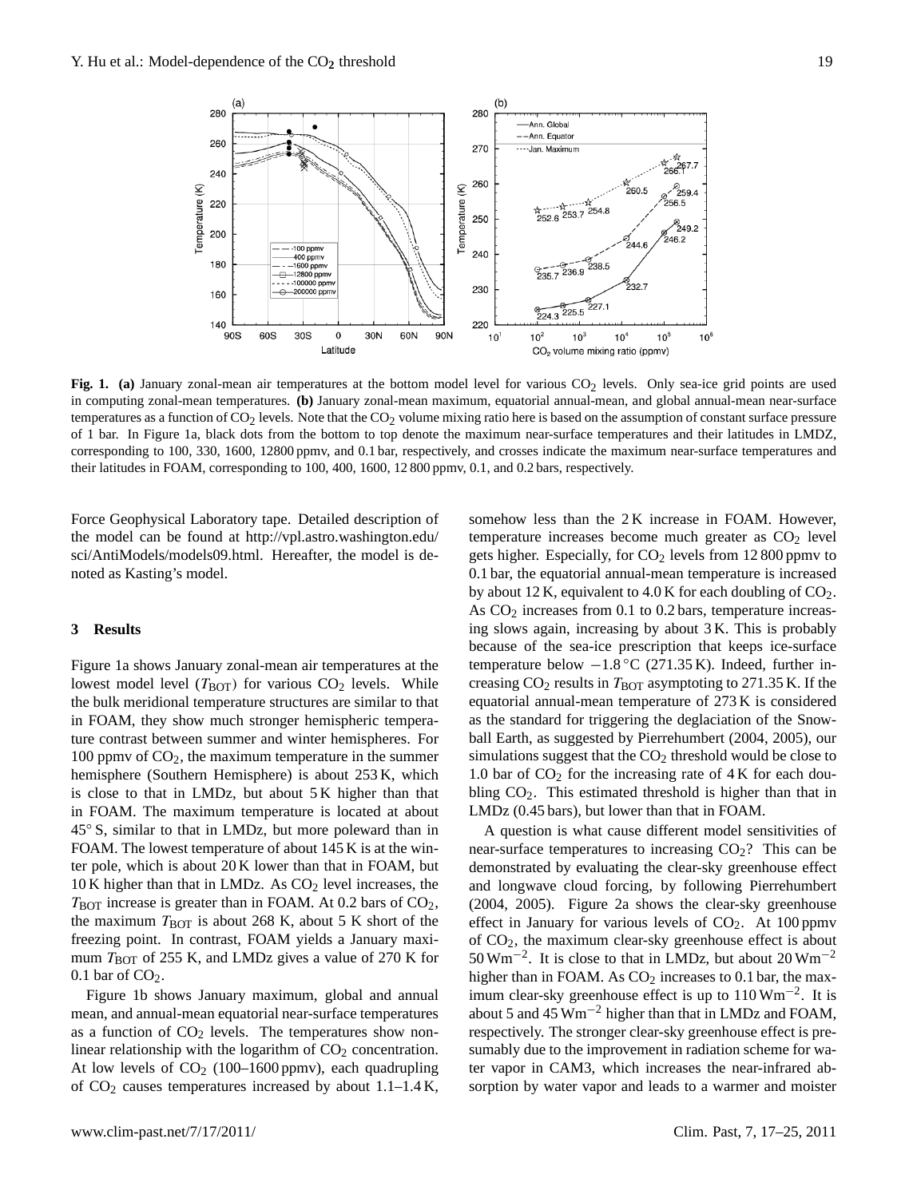**Fig. 1.** **(a)** January zonal-mean air temperatures at the bottom model level for various $CO_2$ levels. Only sea-ice grid points are used in computing zonal-mean temperatures. **(b)** January zonal-mean maximum, equatorial annual-mean, and global annual-mean near-surface temperatures as a function of $CO_2$ levels. Note that the $CO_2$ volume mixing ratio here is based on the assumption of constant surface pressure of 1 bar. In Figure 1a, black dots from the bottom to top denote the maximum near-surface temperatures and their latitudes in LMDZ, corresponding to 100, 330, 1600, 12800 ppmv, and 0.1 bar, respectively, and crosses indicate the maximum near-surface temperatures and their latitudes in FOAM, corresponding to 100, 400, 1600, 12 800 ppmv, 0.1, and 0.2 bars, respectively.

Force Geophysical Laboratory tape. Detailed description of the model can be found at http://vpl.astro.washington.edu/sci/AntiModels/models09.html. Hereafter, the model is denoted as Kasting's model.

## 3 Results

Figure 1a shows January zonal-mean air temperatures at the lowest model level ($T_{\rm BOT}$) for various $CO_2$ levels. While the bulk meridional temperature structures are similar to that in FOAM, they show much stronger hemispheric temperature contrast between summer and winter hemispheres. For 100 ppmv of $CO_2$, the maximum temperature in the summer hemisphere (Southern Hemisphere) is about 253 K, which is close to that in LMDz, but about 5 K higher than that in FOAM. The maximum temperature is located at about 45° S, similar to that in LMDz, but more poleward than in FOAM. The lowest temperature of about 145 K is at the winter pole, which is about 20 K lower than that in FOAM, but 10 K higher than that in LMDz. As $CO_2$ level increases, the $T_{\rm BOT}$ increase is greater than in FOAM. At 0.2 bars of $CO_2$, the maximum $T_{\rm BOT}$ is about 268 K, about 5 K short of the freezing point. In contrast, FOAM yields a January maximum $T_{\rm BOT}$ of 255 K, and LMDz gives a value of 270 K for 0.1 bar of $CO_2$.

Figure 1b shows January maximum, global and annual mean, and annual-mean equatorial near-surface temperatures as a function of $CO_2$ levels. The temperatures show nonlinear relationship with the logarithm of $CO_2$ concentration. At low levels of $CO_2$ (100–1600 ppmv), each quadrupling of $CO_2$ causes temperatures increased by about 1.1–1.4 K, somehow less than the 2 K increase in FOAM. However, temperature increases become much greater as $CO_2$ level gets higher. Especially, for $CO_2$ levels from 12 800 ppmv to 0.1 bar, the equatorial annual-mean temperature is increased by about 12 K, equivalent to 4.0 K for each doubling of $CO_2$. As $CO_2$ increases from 0.1 to 0.2 bars, temperature increasing slows again, increasing by about 3 K. This is probably because of the sea-ice prescription that keeps ice-surface temperature below $-1.8\,^{\circ}$C (271.35 K). Indeed, further increasing $CO_2$ results in $T_{\rm BOT}$ asymptoting to 271.35 K. If the equatorial annual-mean temperature of 273 K is considered as the standard for triggering the deglaciation of the Snowball Earth, as suggested by Pierrehumbert (2004, 2005), our simulations suggest that the $CO_2$ threshold would be close to 1.0 bar of $CO_2$ for the increasing rate of 4 K for each doubling $CO_2$. This estimated threshold is higher than that in LMDz (0.45 bars), but lower than that in FOAM.

A question is what cause different model sensitivities of near-surface temperatures to increasing $CO_2$? This can be demonstrated by evaluating the clear-sky greenhouse effect and longwave cloud forcing, by following Pierrehumbert (2004, 2005). Figure 2a shows the clear-sky greenhouse effect in January for various levels of $CO_2$. At 100 ppmv of $CO_2$, the maximum clear-sky greenhouse effect is about 50 $\rm W\,m^{-2}$. It is close to that in LMDz, but about 20 $\rm W\,m^{-2}$ higher than in FOAM. As $CO_2$ increases to 0.1 bar, the maximum clear-sky greenhouse effect is up to 110 $\rm W\,m^{-2}$. It is about 5 and 45 $\rm W\,m^{-2}$ higher than that in LMDz and FOAM, respectively. The stronger clear-sky greenhouse effect is presumably due to the improvement in radiation scheme for water vapor in CAM3, which increases the near-infrared absorption by water vapor and leads to a warmer and moister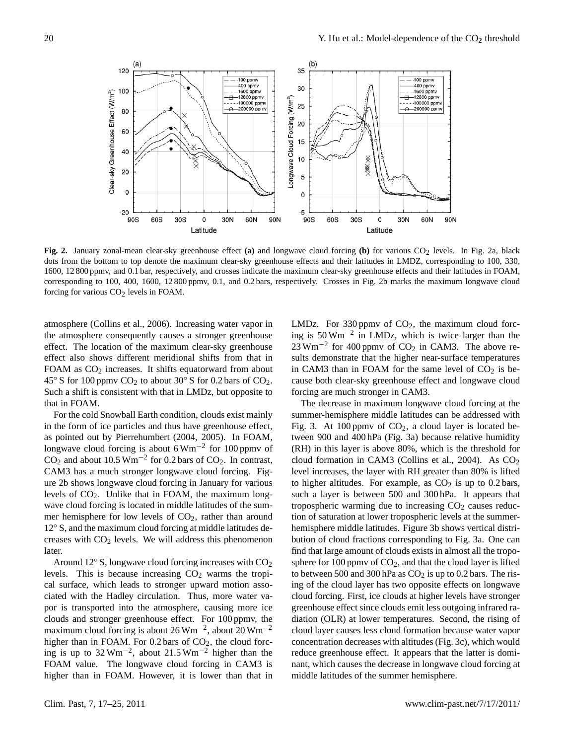**Fig. 2.** January zonal-mean clear-sky greenhouse effect **(a)** and longwave cloud forcing **(b)** for various $CO_2$ levels. In Fig. 2a, black dots from the bottom to top denote the maximum clear-sky greenhouse effects and their latitudes in LMDZ, corresponding to 100, 330, 1600, 12 800 ppmv, and 0.1 bar, respectively, and crosses indicate the maximum clear-sky greenhouse effects and their latitudes in FOAM, corresponding to 100, 400, 1600, 12 800 ppmv, 0.1, and 0.2 bars, respectively. Crosses in Fig. 2b marks the maximum longwave cloud forcing for various $CO_2$ levels in FOAM.

atmosphere (Collins et al., 2006). Increasing water vapor in the atmosphere consequently causes a stronger greenhouse effect. The location of the maximum clear-sky greenhouse effect also shows different meridional shifts from that in FOAM as $CO_2$ increases. It shifts equatorward from about 45° S for 100 ppmv $CO_2$ to about 30° S for 0.2 bars of $CO_2$. Such a shift is consistent with that in LMDz, but opposite to that in FOAM.

For the cold Snowball Earth condition, clouds exist mainly in the form of ice particles and thus have greenhouse effect, as pointed out by Pierrehumbert (2004, 2005). In FOAM, longwave cloud forcing is about 6 $\mathrm{W\,m^{-2}}$ for 100 ppmv of $CO_2$ and about 10.5 $\mathrm{W\,m^{-2}}$ for 0.2 bars of $CO_2$. In contrast, CAM3 has a much stronger longwave cloud forcing. Figure 2b shows longwave cloud forcing in January for various levels of $CO_2$. Unlike that in FOAM, the maximum longwave cloud forcing is located in middle latitudes of the summer hemisphere for low levels of $CO_2$, rather than around 12° S, and the maximum cloud forcing at middle latitudes decreases with $CO_2$ levels. We will address this phenomenon later.

Around 12° S, longwave cloud forcing increases with $CO_2$ levels. This is because increasing $CO_2$ warms the tropical surface, which leads to stronger upward motion associated with the Hadley circulation. Thus, more water vapor is transported into the atmosphere, causing more ice clouds and stronger greenhouse effect. For 100 ppmv, the maximum cloud forcing is about 26 $\mathrm{W\,m^{-2}}$, about 20 $\mathrm{W\,m^{-2}}$ higher than in FOAM. For 0.2 bars of $CO_2$, the cloud forcing is up to 32 $\mathrm{W\,m^{-2}}$, about 21.5 $\mathrm{W\,m^{-2}}$ higher than the FOAM value. The longwave cloud forcing in CAM3 is higher than in FOAM. However, it is lower than that in LMDz. For 330 ppmv of $CO_2$, the maximum cloud forcing is 50 $\mathrm{W\,m^{-2}}$ in LMDz, which is twice larger than the 23 $\mathrm{W\,m^{-2}}$ for 400 ppmv of $CO_2$ in CAM3. The above results demonstrate that the higher near-surface temperatures in CAM3 than in FOAM for the same level of $CO_2$ is because both clear-sky greenhouse effect and longwave cloud forcing are much stronger in CAM3.

The decrease in maximum longwave cloud forcing at the summer-hemisphere middle latitudes can be addressed with Fig. 3. At 100 ppmv of $CO_2$, a cloud layer is located between 900 and 400 hPa (Fig. 3a) because relative humidity (RH) in this layer is above 80%, which is the threshold for cloud formation in CAM3 (Collins et al., 2004). As $CO_2$ level increases, the layer with RH greater than 80% is lifted to higher altitudes. For example, as $CO_2$ is up to 0.2 bars, such a layer is between 500 and 300 hPa. It appears that tropospheric warming due to increasing $CO_2$ causes reduction of saturation at lower tropospheric levels at the summer-hemisphere middle latitudes. Figure 3b shows vertical distribution of cloud fractions corresponding to Fig. 3a. One can find that large amount of clouds exists in almost all the troposphere for 100 ppmv of $CO_2$, and that the cloud layer is lifted to between 500 and 300 hPa as $CO_2$ is up to 0.2 bars. The rising of the cloud layer has two opposite effects on longwave cloud forcing. First, ice clouds at higher levels have stronger greenhouse effect since clouds emit less outgoing infrared radiation (OLR) at lower temperatures. Second, the rising of cloud layer causes less cloud formation because water vapor concentration decreases with altitudes (Fig. 3c), which would reduce greenhouse effect. It appears that the latter is dominant, which causes the decrease in longwave cloud forcing at middle latitudes of the summer hemisphere.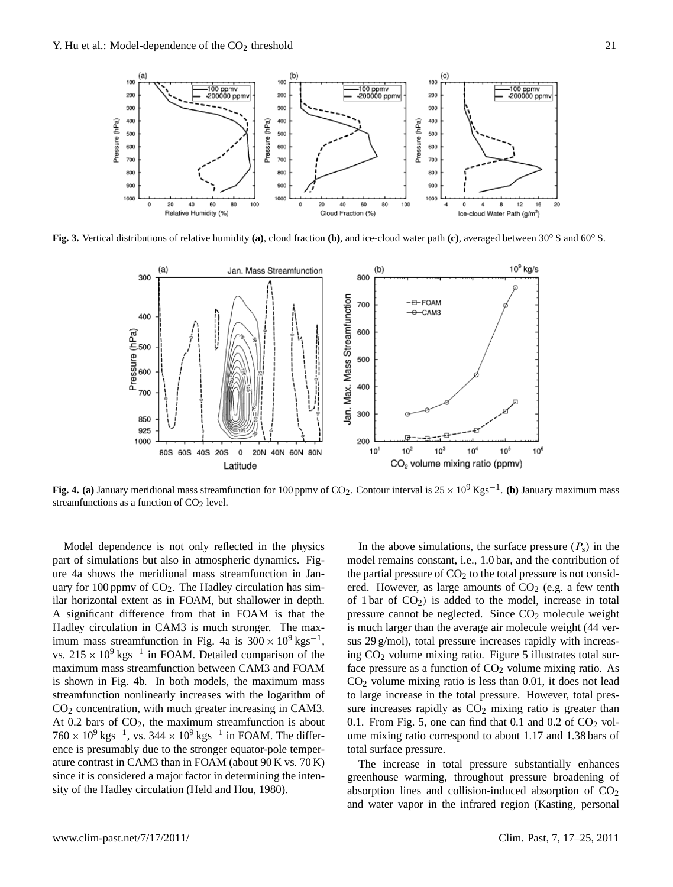**Fig. 3.** Vertical distributions of relative humidity **(a)**, cloud fraction **(b)**, and ice-cloud water path **(c)**, averaged between 30° S and 60° S.

**Fig. 4. (a)** January meridional mass streamfunction for 100 ppmv of $CO_2$. Contour interval is $25 \times 10^9$ Kgs$^{-1}$. **(b)** January maximum mass streamfunctions as a function of $CO_2$ level.

Model dependence is not only reflected in the physics part of simulations but also in atmospheric dynamics. Figure 4a shows the meridional mass streamfunction in January for 100 ppmv of $CO_2$. The Hadley circulation has similar horizontal extent as in FOAM, but shallower in depth. A significant difference from that in FOAM is that the Hadley circulation in CAM3 is much stronger. The maximum mass streamfunction in Fig. 4a is $300 \times 10^9$ kgs$^{-1}$, vs. $215 \times 10^9$ kgs$^{-1}$ in FOAM. Detailed comparison of the maximum mass streamfunction between CAM3 and FOAM is shown in Fig. 4b. In both models, the maximum mass streamfunction nonlinearly increases with the logarithm of $CO_2$ concentration, with much greater increasing in CAM3. At 0.2 bars of $CO_2$, the maximum streamfunction is about $760 \times 10^9$ kgs$^{-1}$, vs. $344 \times 10^9$ kgs$^{-1}$ in FOAM. The difference is presumably due to the stronger equator-pole temperature contrast in CAM3 than in FOAM (about 90 K vs. 70 K) since it is considered a major factor in determining the intensity of the Hadley circulation (Held and Hou, 1980).

In the above simulations, the surface pressure ($P_s$) in the model remains constant, i.e., 1.0 bar, and the contribution of the partial pressure of $CO_2$ to the total pressure is not considered. However, as large amounts of $CO_2$ (e.g. a few tenth of 1 bar of $CO_2$) is added to the model, increase in total pressure cannot be neglected. Since $CO_2$ molecule weight is much larger than the average air molecule weight (44 versus 29 g/mol), total pressure increases rapidly with increasing $CO_2$ volume mixing ratio. Figure 5 illustrates total surface pressure as a function of $CO_2$ volume mixing ratio. As $CO_2$ volume mixing ratio is less than 0.01, it does not lead to large increase in the total pressure. However, total pressure increases rapidly as $CO_2$ mixing ratio is greater than 0.1. From Fig. 5, one can find that 0.1 and 0.2 of $CO_2$ volume mixing ratio correspond to about 1.17 and 1.38 bars of total surface pressure.

The increase in total pressure substantially enhances greenhouse warming, throughout pressure broadening of absorption lines and collision-induced absorption of $CO_2$ and water vapor in the infrared region (Kasting, personal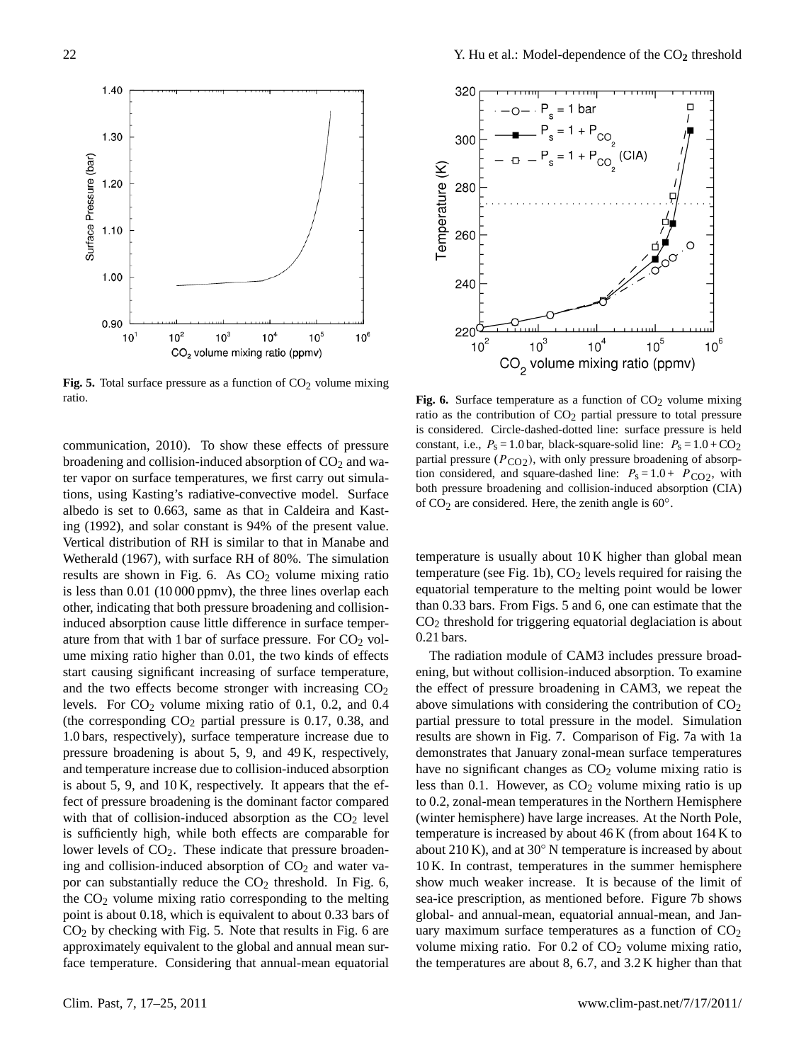**Fig. 5.** Total surface pressure as a function of $CO_2$ volume mixing ratio.

**Fig. 6.** Surface temperature as a function of $CO_2$ volume mixing ratio as the contribution of $CO_2$ partial pressure to total pressure is considered. Circle-dashed-dotted line: surface pressure is held constant, i.e., $P_s = 1.0$ bar, black-square-solid line: $P_s = 1.0 + CO_2$ partial pressure ($P_{CO2}$), with only pressure broadening of absorption considered, and square-dashed line: $P_s = 1.0 + P_{CO2}$, with both pressure broadening and collision-induced absorption (CIA) of $CO_2$ are considered. Here, the zenith angle is 60°.

communication, 2010). To show these effects of pressure broadening and collision-induced absorption of $CO_2$ and water vapor on surface temperatures, we first carry out simulations, using Kasting's radiative-convective model. Surface albedo is set to 0.663, same as that in Caldeira and Kasting (1992), and solar constant is 94% of the present value. Vertical distribution of RH is similar to that in Manabe and Wetherald (1967), with surface RH of 80%. The simulation results are shown in Fig. 6. As $CO_2$ volume mixing ratio is less than 0.01 (10 000 ppmv), the three lines overlap each other, indicating that both pressure broadening and collision-induced absorption cause little difference in surface temperature from that with 1 bar of surface pressure. For $CO_2$ volume mixing ratio higher than 0.01, the two kinds of effects start causing significant increasing of surface temperature, and the two effects become stronger with increasing $CO_2$ levels. For $CO_2$ volume mixing ratio of 0.1, 0.2, and 0.4 (the corresponding $CO_2$ partial pressure is 0.17, 0.38, and 1.0 bars, respectively), surface temperature increase due to pressure broadening is about 5, 9, and 49 K, respectively, and temperature increase due to collision-induced absorption is about 5, 9, and 10 K, respectively. It appears that the effect of pressure broadening is the dominant factor compared with that of collision-induced absorption as the $CO_2$ level is sufficiently high, while both effects are comparable for lower levels of $CO_2$. These indicate that pressure broadening and collision-induced absorption of $CO_2$ and water vapor can substantially reduce the $CO_2$ threshold. In Fig. 6, the $CO_2$ volume mixing ratio corresponding to the melting point is about 0.18, which is equivalent to about 0.33 bars of $CO_2$ by checking with Fig. 5. Note that results in Fig. 6 are approximately equivalent to the global and annual mean surface temperature. Considering that annual-mean equatorial temperature is usually about 10 K higher than global mean temperature (see Fig. 1b), $CO_2$ levels required for raising the equatorial temperature to the melting point would be lower than 0.33 bars. From Figs. 5 and 6, one can estimate that the $CO_2$ threshold for triggering equatorial deglaciation is about 0.21 bars.

The radiation module of CAM3 includes pressure broadening, but without collision-induced absorption. To examine the effect of pressure broadening in CAM3, we repeat the above simulations with considering the contribution of $CO_2$ partial pressure to total pressure in the model. Simulation results are shown in Fig. 7. Comparison of Fig. 7a with 1a demonstrates that January zonal-mean surface temperatures have no significant changes as $CO_2$ volume mixing ratio is less than 0.1. However, as $CO_2$ volume mixing ratio is up to 0.2, zonal-mean temperatures in the Northern Hemisphere (winter hemisphere) have large increases. At the North Pole, temperature is increased by about 46 K (from about 164 K to about 210 K), and at 30° N temperature is increased by about 10 K. In contrast, temperatures in the summer hemisphere show much weaker increase. It is because of the limit of sea-ice prescription, as mentioned before. Figure 7b shows global- and annual-mean, equatorial annual-mean, and January maximum surface temperatures as a function of $CO_2$ volume mixing ratio. For 0.2 of $CO_2$ volume mixing ratio, the temperatures are about 8, 6.7, and 3.2 K higher than that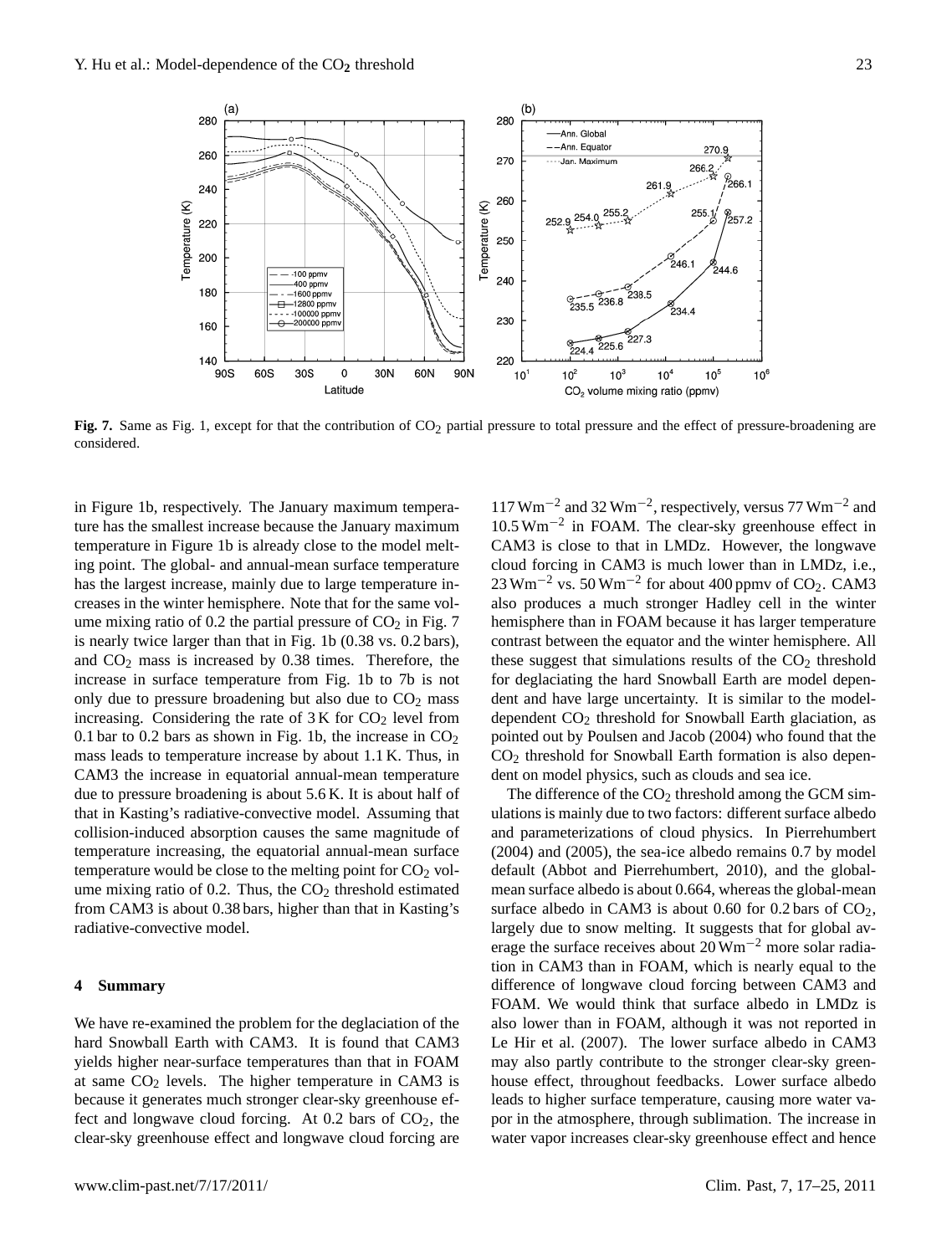**Fig. 7.** Same as Fig. 1, except for that the contribution of $CO_2$ partial pressure to total pressure and the effect of pressure-broadening are considered.

in Figure 1b, respectively. The January maximum temperature has the smallest increase because the January maximum temperature in Figure 1b is already close to the model melting point. The global- and annual-mean surface temperature has the largest increase, mainly due to large temperature increases in the winter hemisphere. Note that for the same volume mixing ratio of 0.2 the partial pressure of $CO_2$ in Fig. 7 is nearly twice larger than that in Fig. 1b (0.38 vs. 0.2 bars), and $CO_2$ mass is increased by 0.38 times. Therefore, the increase in surface temperature from Fig. 1b to 7b is not only due to pressure broadening but also due to $CO_2$ mass increasing. Considering the rate of 3 K for $CO_2$ level from 0.1 bar to 0.2 bars as shown in Fig. 1b, the increase in $CO_2$ mass leads to temperature increase by about 1.1 K. Thus, in CAM3 the increase in equatorial annual-mean temperature due to pressure broadening is about 5.6 K. It is about half of that in Kasting's radiative-convective model. Assuming that collision-induced absorption causes the same magnitude of temperature increasing, the equatorial annual-mean surface temperature would be close to the melting point for $CO_2$ volume mixing ratio of 0.2. Thus, the $CO_2$ threshold estimated from CAM3 is about 0.38 bars, higher than that in Kasting's radiative-convective model.

## 4 Summary

We have re-examined the problem for the deglaciation of the hard Snowball Earth with CAM3. It is found that CAM3 yields higher near-surface temperatures than that in FOAM at same $CO_2$ levels. The higher temperature in CAM3 is because it generates much stronger clear-sky greenhouse effect and longwave cloud forcing. At 0.2 bars of $CO_2$, the clear-sky greenhouse effect and longwave cloud forcing are $117\,\mathrm{W\,m^{-2}}$ and $32\,\mathrm{W\,m^{-2}}$, respectively, versus $77\,\mathrm{W\,m^{-2}}$ and $10.5\,\mathrm{W\,m^{-2}}$ in FOAM. The clear-sky greenhouse effect in CAM3 is close to that in LMDz. However, the longwave cloud forcing in CAM3 is much lower than in LMDz, i.e., $23\,\mathrm{W\,m^{-2}}$ vs. $50\,\mathrm{W\,m^{-2}}$ for about 400 ppmv of $CO_2$. CAM3 also produces a much stronger Hadley cell in the winter hemisphere than in FOAM because it has larger temperature contrast between the equator and the winter hemisphere. All these suggest that simulations results of the $CO_2$ threshold for deglaciating the hard Snowball Earth are model dependent and have large uncertainty. It is similar to the model-dependent $CO_2$ threshold for Snowball Earth glaciation, as pointed out by Poulsen and Jacob (2004) who found that the $CO_2$ threshold for Snowball Earth formation is also dependent on model physics, such as clouds and sea ice.

The difference of the $CO_2$ threshold among the GCM simulations is mainly due to two factors: different surface albedo and parameterizations of cloud physics. In Pierrehumbert (2004) and (2005), the sea-ice albedo remains 0.7 by model default (Abbot and Pierrehumbert, 2010), and the global-mean surface albedo is about 0.664, whereas the global-mean surface albedo in CAM3 is about 0.60 for 0.2 bars of $CO_2$, largely due to snow melting. It suggests that for global average the surface receives about $20\,\mathrm{W\,m^{-2}}$ more solar radiation in CAM3 than in FOAM, which is nearly equal to the difference of longwave cloud forcing between CAM3 and FOAM. We would think that surface albedo in LMDz is also lower than in FOAM, although it was not reported in Le Hir et al. (2007). The lower surface albedo in CAM3 may also partly contribute to the stronger clear-sky greenhouse effect, throughout feedbacks. Lower surface albedo leads to higher surface temperature, causing more water vapor in the atmosphere, through sublimation. The increase in water vapor increases clear-sky greenhouse effect and hence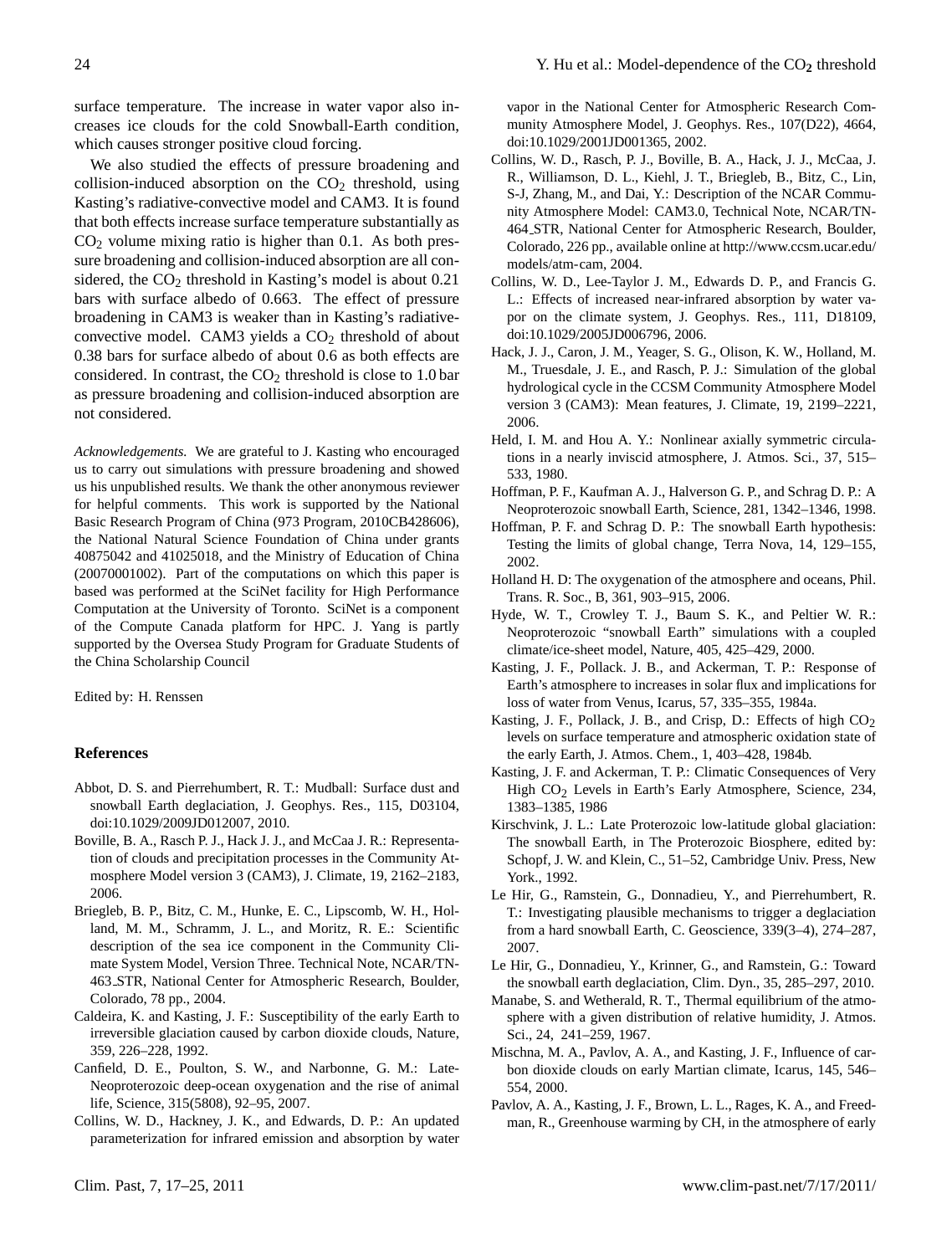surface temperature. The increase in water vapor also increases ice clouds for the cold Snowball-Earth condition, which causes stronger positive cloud forcing.

We also studied the effects of pressure broadening and collision-induced absorption on the $CO_2$ threshold, using Kasting's radiative-convective model and CAM3. It is found that both effects increase surface temperature substantially as $CO_2$ volume mixing ratio is higher than 0.1. As both pressure broadening and collision-induced absorption are all considered, the $CO_2$ threshold in Kasting's model is about 0.21 bars with surface albedo of 0.663. The effect of pressure broadening in CAM3 is weaker than in Kasting's radiative-convective model. CAM3 yields a $CO_2$ threshold of about 0.38 bars for surface albedo of about 0.6 as both effects are considered. In contrast, the $CO_2$ threshold is close to 1.0 bar as pressure broadening and collision-induced absorption are not considered.

*Acknowledgements.* We are grateful to J. Kasting who encouraged us to carry out simulations with pressure broadening and showed us his unpublished results. We thank the other anonymous reviewer for helpful comments. This work is supported by the National Basic Research Program of China (973 Program, 2010CB428606), the National Natural Science Foundation of China under grants 40875042 and 41025018, and the Ministry of Education of China (20070001002). Part of the computations on which this paper is based was performed at the SciNet facility for High Performance Computation at the University of Toronto. SciNet is a component of the Compute Canada platform for HPC. J. Yang is partly supported by the Oversea Study Program for Graduate Students of the China Scholarship Council

Edited by: H. Renssen

## References

- Abbot, D. S. and Pierrehumbert, R. T.: Mudball: Surface dust and snowball Earth deglaciation, J. Geophys. Res., 115, D03104, doi:10.1029/2009JD012007, 2010.
- Boville, B. A., Rasch P. J., Hack J. J., and McCaa J. R.: Representation of clouds and precipitation processes in the Community Atmosphere Model version 3 (CAM3), J. Climate, 19, 2162–2183, 2006.
- Briegleb, B. P., Bitz, C. M., Hunke, E. C., Lipscomb, W. H., Holland, M. M., Schramm, J. L., and Moritz, R. E.: Scientific description of the sea ice component in the Community Climate System Model, Version Three. Technical Note, NCAR/TN-463_STR, National Center for Atmospheric Research, Boulder, Colorado, 78 pp., 2004.
- Caldeira, K. and Kasting, J. F.: Susceptibility of the early Earth to irreversible glaciation caused by carbon dioxide clouds, Nature, 359, 226–228, 1992.
- Canfield, D. E., Poulton, S. W., and Narbonne, G. M.: Late-Neoproterozoic deep-ocean oxygenation and the rise of animal life, Science, 315(5808), 92–95, 2007.
- Collins, W. D., Hackney, J. K., and Edwards, D. P.: An updated parameterization for infrared emission and absorption by water vapor in the National Center for Atmospheric Research Community Atmosphere Model, J. Geophys. Res., 107(D22), 4664, doi:10.1029/2001JD001365, 2002.
- Collins, W. D., Rasch, P. J., Boville, B. A., Hack, J. J., McCaa, J. R., Williamson, D. L., Kiehl, J. T., Briegleb, B., Bitz, C., Lin, S-J, Zhang, M., and Dai, Y.: Description of the NCAR Community Atmosphere Model: CAM3.0, Technical Note, NCAR/TN-464_STR, National Center for Atmospheric Research, Boulder, Colorado, 226 pp., available online at http://www.ccsm.ucar.edu/models/atm-cam, 2004.
- Collins, W. D., Lee-Taylor J. M., Edwards D. P., and Francis G. L.: Effects of increased near-infrared absorption by water vapor on the climate system, J. Geophys. Res., 111, D18109, doi:10.1029/2005JD006796, 2006.
- Hack, J. J., Caron, J. M., Yeager, S. G., Olison, K. W., Holland, M. M., Truesdale, J. E., and Rasch, P. J.: Simulation of the global hydrological cycle in the CCSM Community Atmosphere Model version 3 (CAM3): Mean features, J. Climate, 19, 2199–2221, 2006.
- Held, I. M. and Hou A. Y.: Nonlinear axially symmetric circulations in a nearly inviscid atmosphere, J. Atmos. Sci., 37, 515–533, 1980.
- Hoffman, P. F., Kaufman A. J., Halverson G. P., and Schrag D. P.: A Neoproterozoic snowball Earth, Science, 281, 1342–1346, 1998.
- Hoffman, P. F. and Schrag D. P.: The snowball Earth hypothesis: Testing the limits of global change, Terra Nova, 14, 129–155, 2002.
- Holland H. D: The oxygenation of the atmosphere and oceans, Phil. Trans. R. Soc., B, 361, 903–915, 2006.
- Hyde, W. T., Crowley T. J., Baum S. K., and Peltier W. R.: Neoproterozoic "snowball Earth" simulations with a coupled climate/ice-sheet model, Nature, 405, 425–429, 2000.
- Kasting, J. F., Pollack. J. B., and Ackerman, T. P.: Response of Earth's atmosphere to increases in solar flux and implications for loss of water from Venus, Icarus, 57, 335–355, 1984a.
- Kasting, J. F., Pollack, J. B., and Crisp, D.: Effects of high $CO_2$ levels on surface temperature and atmospheric oxidation state of the early Earth, J. Atmos. Chem., 1, 403–428, 1984b.
- Kasting, J. F. and Ackerman, T. P.: Climatic Consequences of Very High $CO_2$ Levels in Earth's Early Atmosphere, Science, 234, 1383–1385, 1986
- Kirschvink, J. L.: Late Proterozoic low-latitude global glaciation: The snowball Earth, in The Proterozoic Biosphere, edited by: Schopf, J. W. and Klein, C., 51–52, Cambridge Univ. Press, New York., 1992.
- Le Hir, G., Ramstein, G., Donnadieu, Y., and Pierrehumbert, R. T.: Investigating plausible mechanisms to trigger a deglaciation from a hard snowball Earth, C. Geoscience, 339(3–4), 274–287, 2007.
- Le Hir, G., Donnadieu, Y., Krinner, G., and Ramstein, G.: Toward the snowball earth deglaciation, Clim. Dyn., 35, 285–297, 2010.
- Manabe, S. and Wetherald, R. T., Thermal equilibrium of the atmosphere with a given distribution of relative humidity, J. Atmos. Sci., 24, 241–259, 1967.
- Mischna, M. A., Pavlov, A. A., and Kasting, J. F., Influence of carbon dioxide clouds on early Martian climate, Icarus, 145, 546–554, 2000.
- Pavlov, A. A., Kasting, J. F., Brown, L. L., Rages, K. A., and Freedman, R., Greenhouse warming by CH, in the atmosphere of early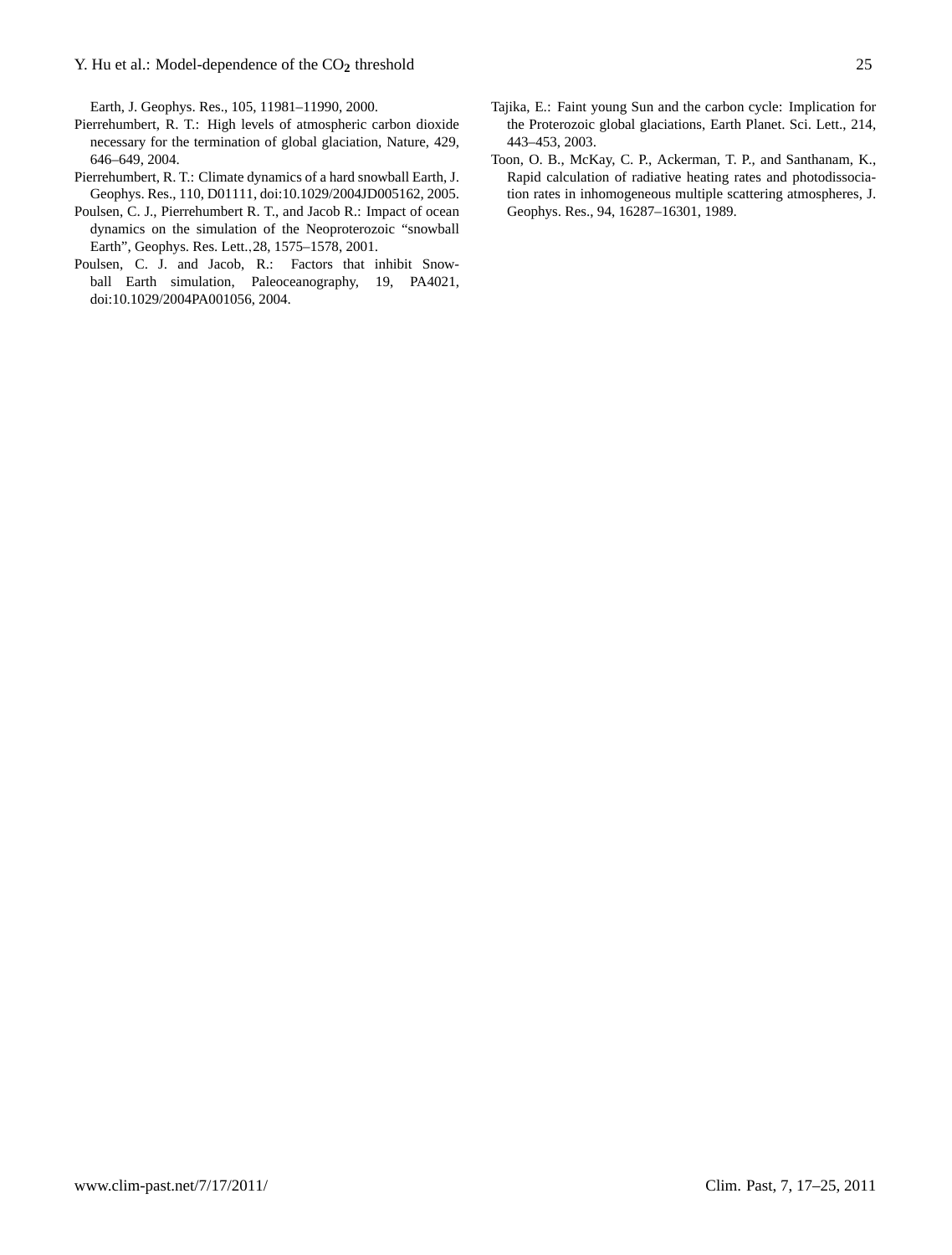Earth, J. Geophys. Res., 105, 11981–11990, 2000.

Pierrehumbert, R. T.: High levels of atmospheric carbon dioxide necessary for the termination of global glaciation, Nature, 429, 646–649, 2004.

Pierrehumbert, R. T.: Climate dynamics of a hard snowball Earth, J. Geophys. Res., 110, D01111, doi:10.1029/2004JD005162, 2005.

Poulsen, C. J., Pierrehumbert R. T., and Jacob R.: Impact of ocean dynamics on the simulation of the Neoproterozoic "snowball Earth", Geophys. Res. Lett.,28, 1575–1578, 2001.

Poulsen, C. J. and Jacob, R.: Factors that inhibit Snowball Earth simulation, Paleoceanography, 19, PA4021, doi:10.1029/2004PA001056, 2004.

Tajika, E.: Faint young Sun and the carbon cycle: Implication for the Proterozoic global glaciations, Earth Planet. Sci. Lett., 214, 443–453, 2003.

Toon, O. B., McKay, C. P., Ackerman, T. P., and Santhanam, K., Rapid calculation of radiative heating rates and photodissociation rates in inhomogeneous multiple scattering atmospheres, J. Geophys. Res., 94, 16287–16301, 1989.